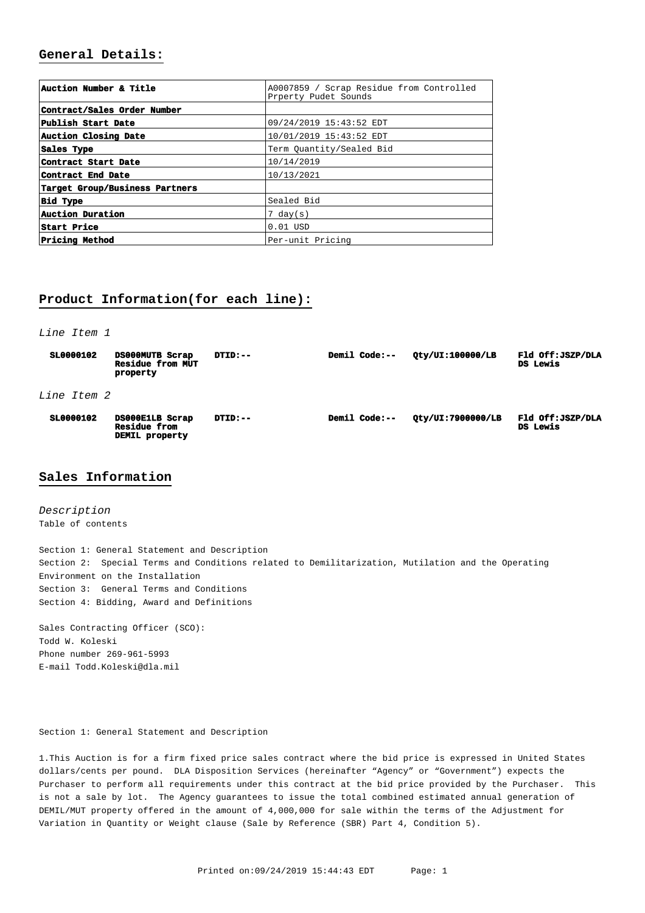## General Details:

| Auction Number & Title | A0007859 / Scrap Residue from Controlled Prperty Pudet Sounds |
|---|---|
| Contract/Sales Order Number | |
| Publish Start Date | 09/24/2019 15:43:52 EDT |
| Auction Closing Date | 10/01/2019 15:43:52 EDT |
| Sales Type | Term Quantity/Sealed Bid |
| Contract Start Date | 10/14/2019 |
| Contract End Date | 10/13/2021 |
| Target Group/Business Partners | |
| Bid Type | Sealed Bid |
| Auction Duration | 7 day(s) |
| Start Price | 0.01 USD |
| Pricing Method | Per-unit Pricing |

## Product Information(for each line):

*Line Item 1*

| SL0000102 | DS000MUTB Scrap Residue from MUT property | DTID:-- | Demil Code:-- | Qty/UI:100000/LB | Fld Off:JSZP/DLA DS Lewis |
|---|---|---|---|---|---|

*Line Item 2*

| SL0000102 | DS000E1LB Scrap Residue from DEMIL property | DTID:-- | Demil Code:-- | Qty/UI:7900000/LB | Fld Off:JSZP/DLA DS Lewis |
|---|---|---|---|---|---|

## Sales Information

*Description*

Table of contents

Section 1: General Statement and Description
Section 2: Special Terms and Conditions related to Demilitarization, Mutilation and the Operating Environment on the Installation
Section 3: General Terms and Conditions
Section 4: Bidding, Award and Definitions

Sales Contracting Officer (SCO):
Todd W. Koleski
Phone number 269-961-5993
E-mail Todd.Koleski@dla.mil

Section 1: General Statement and Description

1.This Auction is for a firm fixed price sales contract where the bid price is expressed in United States dollars/cents per pound. DLA Disposition Services (hereinafter “Agency” or “Government”) expects the Purchaser to perform all requirements under this contract at the bid price provided by the Purchaser. This is not a sale by lot. The Agency guarantees to issue the total combined estimated annual generation of DEMIL/MUT property offered in the amount of 4,000,000 for sale within the terms of the Adjustment for Variation in Quantity or Weight clause (Sale by Reference (SBR) Part 4, Condition 5).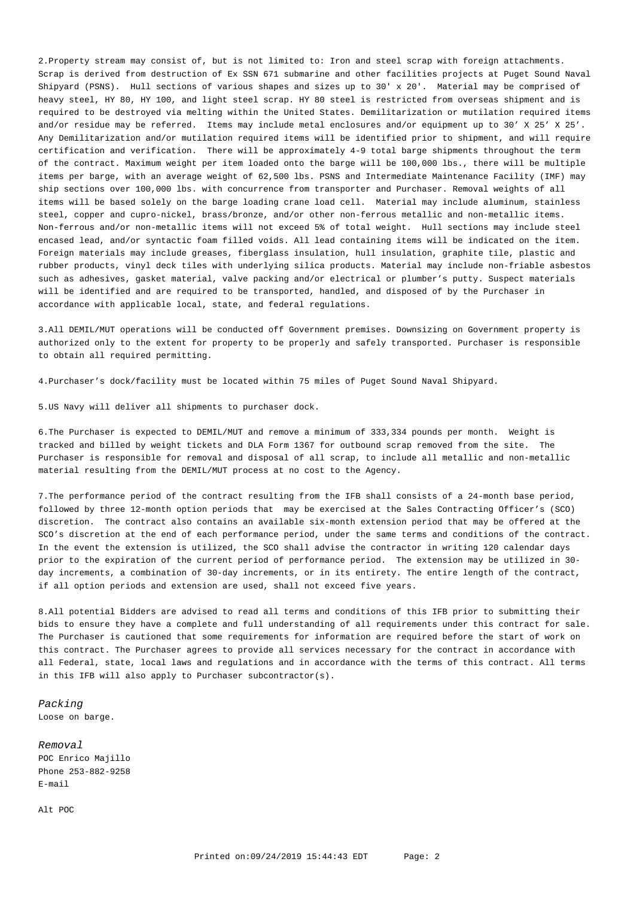2.Property stream may consist of, but is not limited to: Iron and steel scrap with foreign attachments. Scrap is derived from destruction of Ex SSN 671 submarine and other facilities projects at Puget Sound Naval Shipyard (PSNS). Hull sections of various shapes and sizes up to 30' x 20'. Material may be comprised of heavy steel, HY 80, HY 100, and light steel scrap. HY 80 steel is restricted from overseas shipment and is required to be destroyed via melting within the United States. Demilitarization or mutilation required items and/or residue may be referred. Items may include metal enclosures and/or equipment up to 30’ X 25’ X 25’. Any Demilitarization and/or mutilation required items will be identified prior to shipment, and will require certification and verification. There will be approximately 4-9 total barge shipments throughout the term of the contract. Maximum weight per item loaded onto the barge will be 100,000 lbs., there will be multiple items per barge, with an average weight of 62,500 lbs. PSNS and Intermediate Maintenance Facility (IMF) may ship sections over 100,000 lbs. with concurrence from transporter and Purchaser. Removal weights of all items will be based solely on the barge loading crane load cell. Material may include aluminum, stainless steel, copper and cupro-nickel, brass/bronze, and/or other non-ferrous metallic and non-metallic items. Non-ferrous and/or non-metallic items will not exceed 5% of total weight. Hull sections may include steel encased lead, and/or syntactic foam filled voids. All lead containing items will be indicated on the item. Foreign materials may include greases, fiberglass insulation, hull insulation, graphite tile, plastic and rubber products, vinyl deck tiles with underlying silica products. Material may include non-friable asbestos such as adhesives, gasket material, valve packing and/or electrical or plumber’s putty. Suspect materials will be identified and are required to be transported, handled, and disposed of by the Purchaser in accordance with applicable local, state, and federal regulations.

3.All DEMIL/MUT operations will be conducted off Government premises. Downsizing on Government property is authorized only to the extent for property to be properly and safely transported. Purchaser is responsible to obtain all required permitting.

4.Purchaser’s dock/facility must be located within 75 miles of Puget Sound Naval Shipyard.

5.US Navy will deliver all shipments to purchaser dock.

6.The Purchaser is expected to DEMIL/MUT and remove a minimum of 333,334 pounds per month. Weight is tracked and billed by weight tickets and DLA Form 1367 for outbound scrap removed from the site. The Purchaser is responsible for removal and disposal of all scrap, to include all metallic and non-metallic material resulting from the DEMIL/MUT process at no cost to the Agency.

7.The performance period of the contract resulting from the IFB shall consists of a 24-month base period, followed by three 12-month option periods that may be exercised at the Sales Contracting Officer’s (SCO) discretion. The contract also contains an available six-month extension period that may be offered at the SCO’s discretion at the end of each performance period, under the same terms and conditions of the contract. In the event the extension is utilized, the SCO shall advise the contractor in writing 120 calendar days prior to the expiration of the current period of performance period. The extension may be utilized in 30-day increments, a combination of 30-day increments, or in its entirety. The entire length of the contract, if all option periods and extension are used, shall not exceed five years.

8.All potential Bidders are advised to read all terms and conditions of this IFB prior to submitting their bids to ensure they have a complete and full understanding of all requirements under this contract for sale. The Purchaser is cautioned that some requirements for information are required before the start of work on this contract. The Purchaser agrees to provide all services necessary for the contract in accordance with all Federal, state, local laws and regulations and in accordance with the terms of this contract. All terms in this IFB will also apply to Purchaser subcontractor(s).

*Packing*

Loose on barge.

*Removal*

POC Enrico Majillo
Phone 253-882-9258
E-mail

Alt POC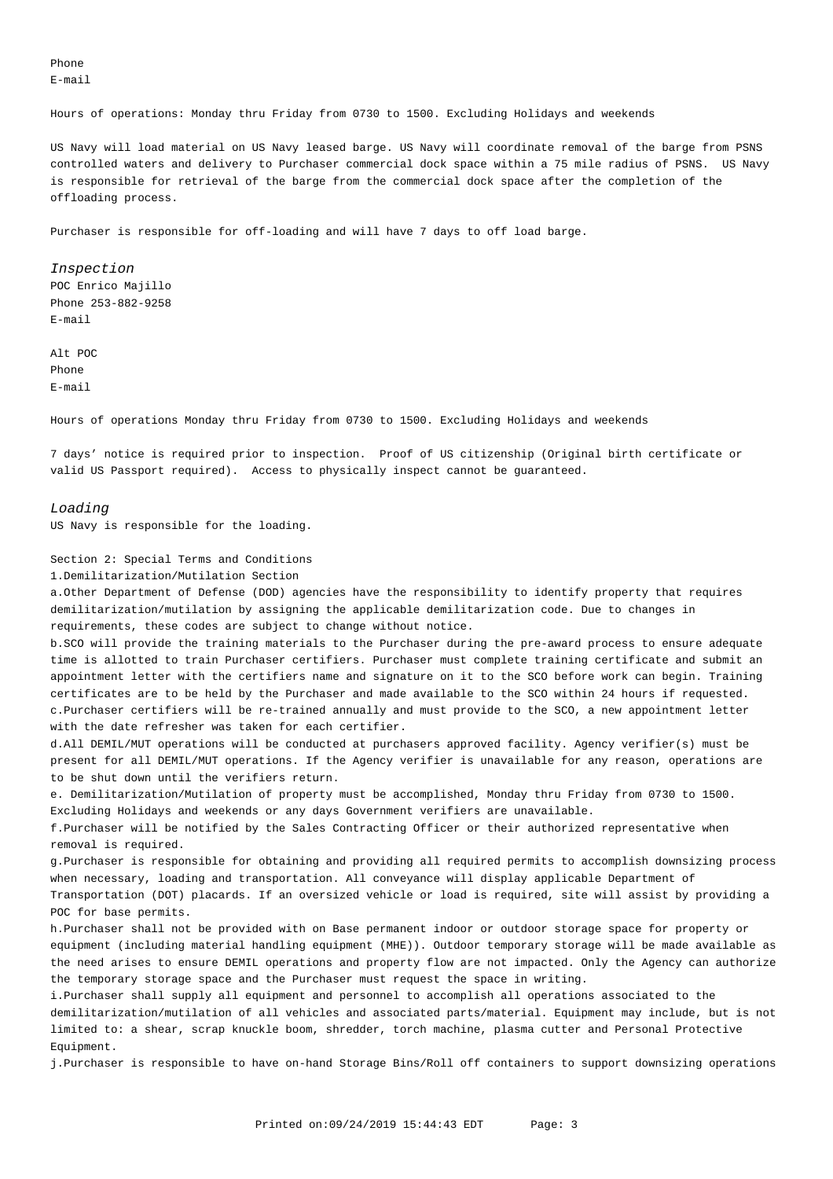Phone
E-mail

Hours of operations: Monday thru Friday from 0730 to 1500. Excluding Holidays and weekends

US Navy will load material on US Navy leased barge. US Navy will coordinate removal of the barge from PSNS controlled waters and delivery to Purchaser commercial dock space within a 75 mile radius of PSNS. US Navy is responsible for retrieval of the barge from the commercial dock space after the completion of the offloading process.

Purchaser is responsible for off-loading and will have 7 days to off load barge.

*Inspection*

POC Enrico Majillo
Phone 253-882-9258
E-mail

Alt POC
Phone
E-mail

Hours of operations Monday thru Friday from 0730 to 1500. Excluding Holidays and weekends

7 days' notice is required prior to inspection. Proof of US citizenship (Original birth certificate or valid US Passport required). Access to physically inspect cannot be guaranteed.

*Loading*

US Navy is responsible for the loading.

Section 2: Special Terms and Conditions

1.Demilitarization/Mutilation Section

a.Other Department of Defense (DOD) agencies have the responsibility to identify property that requires demilitarization/mutilation by assigning the applicable demilitarization code. Due to changes in requirements, these codes are subject to change without notice.

b.SCO will provide the training materials to the Purchaser during the pre-award process to ensure adequate time is allotted to train Purchaser certifiers. Purchaser must complete training certificate and submit an appointment letter with the certifiers name and signature on it to the SCO before work can begin. Training certificates are to be held by the Purchaser and made available to the SCO within 24 hours if requested.

c.Purchaser certifiers will be re-trained annually and must provide to the SCO, a new appointment letter with the date refresher was taken for each certifier.

d.All DEMIL/MUT operations will be conducted at purchasers approved facility. Agency verifier(s) must be present for all DEMIL/MUT operations. If the Agency verifier is unavailable for any reason, operations are to be shut down until the verifiers return.

e. Demilitarization/Mutilation of property must be accomplished, Monday thru Friday from 0730 to 1500. Excluding Holidays and weekends or any days Government verifiers are unavailable.

f.Purchaser will be notified by the Sales Contracting Officer or their authorized representative when removal is required.

g.Purchaser is responsible for obtaining and providing all required permits to accomplish downsizing process when necessary, loading and transportation. All conveyance will display applicable Department of Transportation (DOT) placards. If an oversized vehicle or load is required, site will assist by providing a POC for base permits.

h.Purchaser shall not be provided with on Base permanent indoor or outdoor storage space for property or equipment (including material handling equipment (MHE)). Outdoor temporary storage will be made available as the need arises to ensure DEMIL operations and property flow are not impacted. Only the Agency can authorize the temporary storage space and the Purchaser must request the space in writing.

i.Purchaser shall supply all equipment and personnel to accomplish all operations associated to the demilitarization/mutilation of all vehicles and associated parts/material. Equipment may include, but is not limited to: a shear, scrap knuckle boom, shredder, torch machine, plasma cutter and Personal Protective Equipment.

j.Purchaser is responsible to have on-hand Storage Bins/Roll off containers to support downsizing operations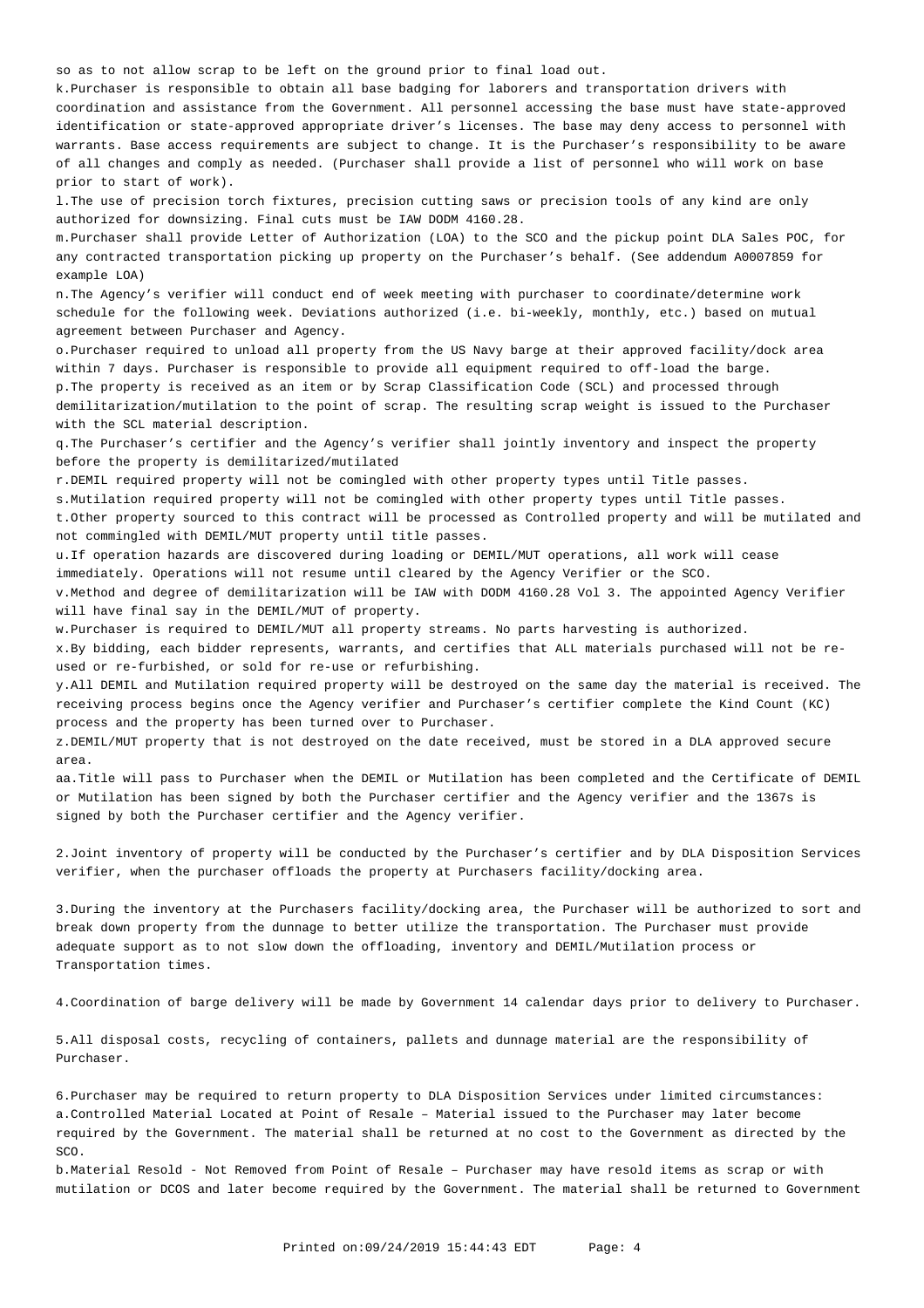so as to not allow scrap to be left on the ground prior to final load out.

k.Purchaser is responsible to obtain all base badging for laborers and transportation drivers with coordination and assistance from the Government. All personnel accessing the base must have state-approved identification or state-approved appropriate driver's licenses. The base may deny access to personnel with warrants. Base access requirements are subject to change. It is the Purchaser's responsibility to be aware of all changes and comply as needed. (Purchaser shall provide a list of personnel who will work on base prior to start of work).

l.The use of precision torch fixtures, precision cutting saws or precision tools of any kind are only authorized for downsizing. Final cuts must be IAW DODM 4160.28.

m.Purchaser shall provide Letter of Authorization (LOA) to the SCO and the pickup point DLA Sales POC, for any contracted transportation picking up property on the Purchaser's behalf. (See addendum A0007859 for example LOA)

n.The Agency's verifier will conduct end of week meeting with purchaser to coordinate/determine work schedule for the following week. Deviations authorized (i.e. bi-weekly, monthly, etc.) based on mutual agreement between Purchaser and Agency.

o.Purchaser required to unload all property from the US Navy barge at their approved facility/dock area within 7 days. Purchaser is responsible to provide all equipment required to off-load the barge.

p.The property is received as an item or by Scrap Classification Code (SCL) and processed through demilitarization/mutilation to the point of scrap. The resulting scrap weight is issued to the Purchaser with the SCL material description.

q.The Purchaser's certifier and the Agency's verifier shall jointly inventory and inspect the property before the property is demilitarized/mutilated

r.DEMIL required property will not be comingled with other property types until Title passes.

s.Mutilation required property will not be comingled with other property types until Title passes.

t.Other property sourced to this contract will be processed as Controlled property and will be mutilated and not commingled with DEMIL/MUT property until title passes.

u.If operation hazards are discovered during loading or DEMIL/MUT operations, all work will cease immediately. Operations will not resume until cleared by the Agency Verifier or the SCO.

v.Method and degree of demilitarization will be IAW with DODM 4160.28 Vol 3. The appointed Agency Verifier will have final say in the DEMIL/MUT of property.

w.Purchaser is required to DEMIL/MUT all property streams. No parts harvesting is authorized.

x.By bidding, each bidder represents, warrants, and certifies that ALL materials purchased will not be re-used or re-furbished, or sold for re-use or refurbishing.

y.All DEMIL and Mutilation required property will be destroyed on the same day the material is received. The receiving process begins once the Agency verifier and Purchaser's certifier complete the Kind Count (KC) process and the property has been turned over to Purchaser.

z.DEMIL/MUT property that is not destroyed on the date received, must be stored in a DLA approved secure area.

aa.Title will pass to Purchaser when the DEMIL or Mutilation has been completed and the Certificate of DEMIL or Mutilation has been signed by both the Purchaser certifier and the Agency verifier and the 1367s is signed by both the Purchaser certifier and the Agency verifier.

2.Joint inventory of property will be conducted by the Purchaser's certifier and by DLA Disposition Services verifier, when the purchaser offloads the property at Purchasers facility/docking area.

3.During the inventory at the Purchasers facility/docking area, the Purchaser will be authorized to sort and break down property from the dunnage to better utilize the transportation. The Purchaser must provide adequate support as to not slow down the offloading, inventory and DEMIL/Mutilation process or Transportation times.

4.Coordination of barge delivery will be made by Government 14 calendar days prior to delivery to Purchaser.

5.All disposal costs, recycling of containers, pallets and dunnage material are the responsibility of Purchaser.

6.Purchaser may be required to return property to DLA Disposition Services under limited circumstances:

a.Controlled Material Located at Point of Resale – Material issued to the Purchaser may later become required by the Government. The material shall be returned at no cost to the Government as directed by the SCO.

b.Material Resold - Not Removed from Point of Resale – Purchaser may have resold items as scrap or with mutilation or DCOS and later become required by the Government. The material shall be returned to Government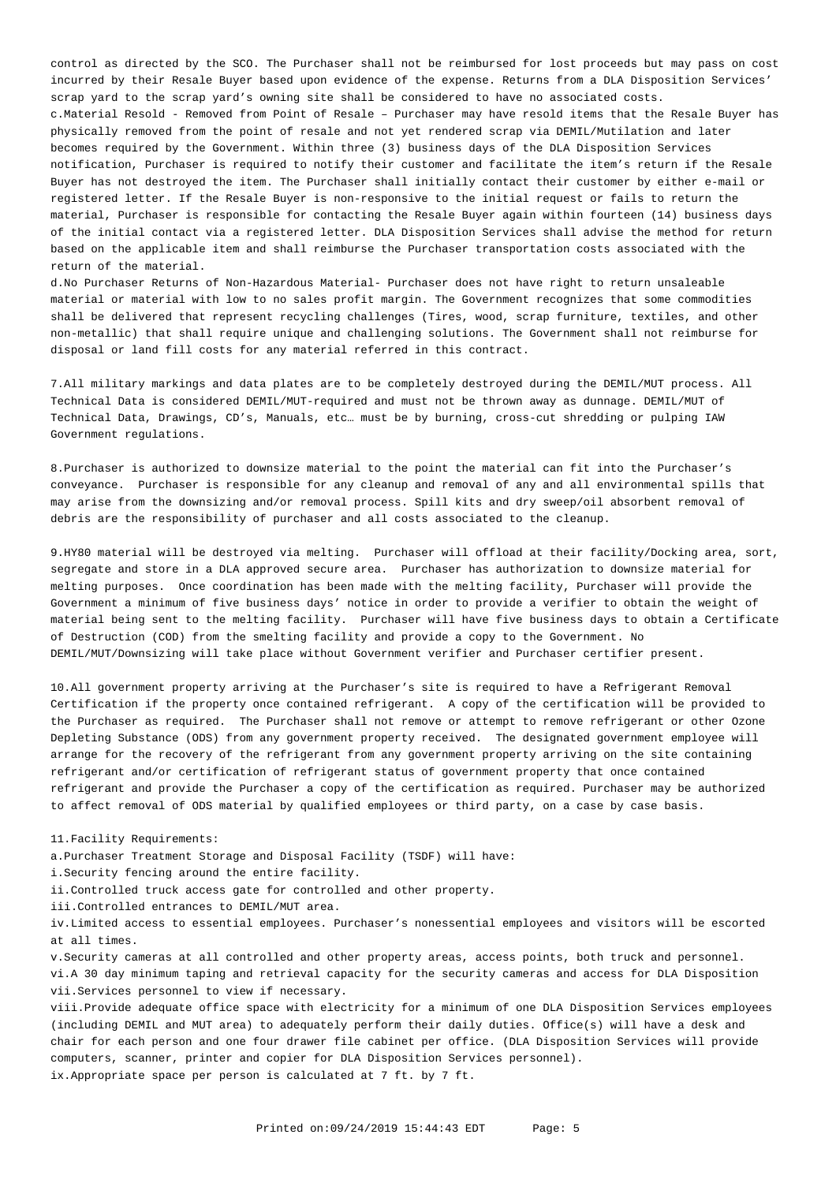control as directed by the SCO. The Purchaser shall not be reimbursed for lost proceeds but may pass on cost incurred by their Resale Buyer based upon evidence of the expense. Returns from a DLA Disposition Services' scrap yard to the scrap yard's owning site shall be considered to have no associated costs.

c.Material Resold - Removed from Point of Resale – Purchaser may have resold items that the Resale Buyer has physically removed from the point of resale and not yet rendered scrap via DEMIL/Mutilation and later becomes required by the Government. Within three (3) business days of the DLA Disposition Services notification, Purchaser is required to notify their customer and facilitate the item's return if the Resale Buyer has not destroyed the item. The Purchaser shall initially contact their customer by either e-mail or registered letter. If the Resale Buyer is non-responsive to the initial request or fails to return the material, Purchaser is responsible for contacting the Resale Buyer again within fourteen (14) business days of the initial contact via a registered letter. DLA Disposition Services shall advise the method for return based on the applicable item and shall reimburse the Purchaser transportation costs associated with the return of the material.

d.No Purchaser Returns of Non-Hazardous Material- Purchaser does not have right to return unsaleable material or material with low to no sales profit margin. The Government recognizes that some commodities shall be delivered that represent recycling challenges (Tires, wood, scrap furniture, textiles, and other non-metallic) that shall require unique and challenging solutions. The Government shall not reimburse for disposal or land fill costs for any material referred in this contract.

7.All military markings and data plates are to be completely destroyed during the DEMIL/MUT process. All Technical Data is considered DEMIL/MUT-required and must not be thrown away as dunnage. DEMIL/MUT of Technical Data, Drawings, CD's, Manuals, etc… must be by burning, cross-cut shredding or pulping IAW Government regulations.

8.Purchaser is authorized to downsize material to the point the material can fit into the Purchaser's conveyance. Purchaser is responsible for any cleanup and removal of any and all environmental spills that may arise from the downsizing and/or removal process. Spill kits and dry sweep/oil absorbent removal of debris are the responsibility of purchaser and all costs associated to the cleanup.

9.HY80 material will be destroyed via melting. Purchaser will offload at their facility/Docking area, sort, segregate and store in a DLA approved secure area. Purchaser has authorization to downsize material for melting purposes. Once coordination has been made with the melting facility, Purchaser will provide the Government a minimum of five business days' notice in order to provide a verifier to obtain the weight of material being sent to the melting facility. Purchaser will have five business days to obtain a Certificate of Destruction (COD) from the smelting facility and provide a copy to the Government. No DEMIL/MUT/Downsizing will take place without Government verifier and Purchaser certifier present.

10.All government property arriving at the Purchaser's site is required to have a Refrigerant Removal Certification if the property once contained refrigerant. A copy of the certification will be provided to the Purchaser as required. The Purchaser shall not remove or attempt to remove refrigerant or other Ozone Depleting Substance (ODS) from any government property received. The designated government employee will arrange for the recovery of the refrigerant from any government property arriving on the site containing refrigerant and/or certification of refrigerant status of government property that once contained refrigerant and provide the Purchaser a copy of the certification as required. Purchaser may be authorized to affect removal of ODS material by qualified employees or third party, on a case by case basis.

11.Facility Requirements:

a.Purchaser Treatment Storage and Disposal Facility (TSDF) will have:

i.Security fencing around the entire facility.

ii.Controlled truck access gate for controlled and other property.

iii.Controlled entrances to DEMIL/MUT area.

iv.Limited access to essential employees. Purchaser's nonessential employees and visitors will be escorted at all times.

v.Security cameras at all controlled and other property areas, access points, both truck and personnel.

vi.A 30 day minimum taping and retrieval capacity for the security cameras and access for DLA Disposition

vii.Services personnel to view if necessary.

viii.Provide adequate office space with electricity for a minimum of one DLA Disposition Services employees (including DEMIL and MUT area) to adequately perform their daily duties. Office(s) will have a desk and chair for each person and one four drawer file cabinet per office. (DLA Disposition Services will provide computers, scanner, printer and copier for DLA Disposition Services personnel).

ix.Appropriate space per person is calculated at 7 ft. by 7 ft.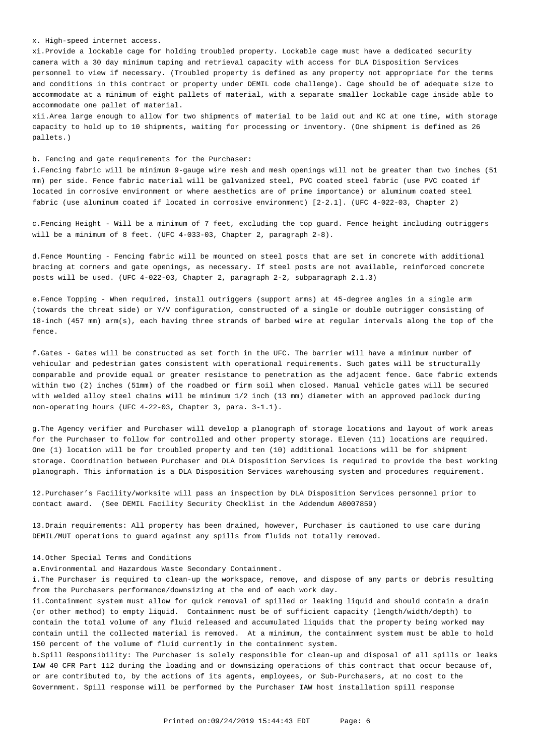x. High-speed internet access.

xi.Provide a lockable cage for holding troubled property. Lockable cage must have a dedicated security camera with a 30 day minimum taping and retrieval capacity with access for DLA Disposition Services personnel to view if necessary. (Troubled property is defined as any property not appropriate for the terms and conditions in this contract or property under DEMIL code challenge). Cage should be of adequate size to accommodate at a minimum of eight pallets of material, with a separate smaller lockable cage inside able to accommodate one pallet of material.

xii.Area large enough to allow for two shipments of material to be laid out and KC at one time, with storage capacity to hold up to 10 shipments, waiting for processing or inventory. (One shipment is defined as 26 pallets.)

b. Fencing and gate requirements for the Purchaser:

i.Fencing fabric will be minimum 9-gauge wire mesh and mesh openings will not be greater than two inches (51 mm) per side. Fence fabric material will be galvanized steel, PVC coated steel fabric (use PVC coated if located in corrosive environment or where aesthetics are of prime importance) or aluminum coated steel fabric (use aluminum coated if located in corrosive environment) [2-2.1]. (UFC 4-022-03, Chapter 2)

c.Fencing Height - Will be a minimum of 7 feet, excluding the top guard. Fence height including outriggers will be a minimum of 8 feet. (UFC 4-033-03, Chapter 2, paragraph 2-8).

d.Fence Mounting - Fencing fabric will be mounted on steel posts that are set in concrete with additional bracing at corners and gate openings, as necessary. If steel posts are not available, reinforced concrete posts will be used. (UFC 4-022-03, Chapter 2, paragraph 2-2, subparagraph 2.1.3)

e.Fence Topping - When required, install outriggers (support arms) at 45-degree angles in a single arm (towards the threat side) or Y/V configuration, constructed of a single or double outrigger consisting of 18-inch (457 mm) arm(s), each having three strands of barbed wire at regular intervals along the top of the fence.

f.Gates - Gates will be constructed as set forth in the UFC. The barrier will have a minimum number of vehicular and pedestrian gates consistent with operational requirements. Such gates will be structurally comparable and provide equal or greater resistance to penetration as the adjacent fence. Gate fabric extends within two (2) inches (51mm) of the roadbed or firm soil when closed. Manual vehicle gates will be secured with welded alloy steel chains will be minimum 1/2 inch (13 mm) diameter with an approved padlock during non-operating hours (UFC 4-22-03, Chapter 3, para. 3-1.1).

g.The Agency verifier and Purchaser will develop a planograph of storage locations and layout of work areas for the Purchaser to follow for controlled and other property storage. Eleven (11) locations are required. One (1) location will be for troubled property and ten (10) additional locations will be for shipment storage. Coordination between Purchaser and DLA Disposition Services is required to provide the best working planograph. This information is a DLA Disposition Services warehousing system and procedures requirement.

12.Purchaser's Facility/worksite will pass an inspection by DLA Disposition Services personnel prior to contact award. (See DEMIL Facility Security Checklist in the Addendum A0007859)

13.Drain requirements: All property has been drained, however, Purchaser is cautioned to use care during DEMIL/MUT operations to guard against any spills from fluids not totally removed.

14.Other Special Terms and Conditions

a.Environmental and Hazardous Waste Secondary Containment.

i.The Purchaser is required to clean-up the workspace, remove, and dispose of any parts or debris resulting from the Purchasers performance/downsizing at the end of each work day.

ii.Containment system must allow for quick removal of spilled or leaking liquid and should contain a drain (or other method) to empty liquid. Containment must be of sufficient capacity (length/width/depth) to contain the total volume of any fluid released and accumulated liquids that the property being worked may contain until the collected material is removed. At a minimum, the containment system must be able to hold 150 percent of the volume of fluid currently in the containment system.

b.Spill Responsibility: The Purchaser is solely responsible for clean-up and disposal of all spills or leaks IAW 40 CFR Part 112 during the loading and or downsizing operations of this contract that occur because of, or are contributed to, by the actions of its agents, employees, or Sub-Purchasers, at no cost to the Government. Spill response will be performed by the Purchaser IAW host installation spill response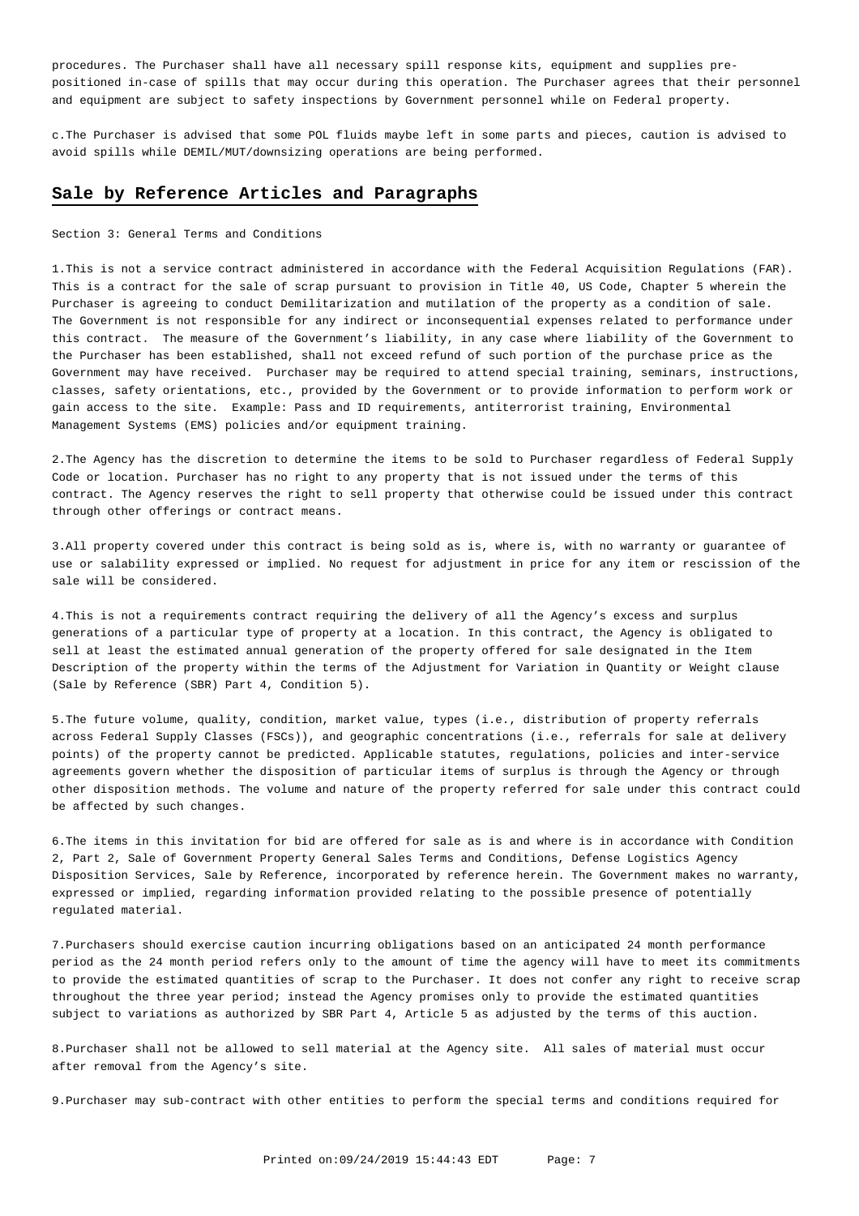procedures. The Purchaser shall have all necessary spill response kits, equipment and supplies pre-positioned in-case of spills that may occur during this operation. The Purchaser agrees that their personnel and equipment are subject to safety inspections by Government personnel while on Federal property.

c.The Purchaser is advised that some POL fluids maybe left in some parts and pieces, caution is advised to avoid spills while DEMIL/MUT/downsizing operations are being performed.

## Sale by Reference Articles and Paragraphs

Section 3: General Terms and Conditions

1.This is not a service contract administered in accordance with the Federal Acquisition Regulations (FAR). This is a contract for the sale of scrap pursuant to provision in Title 40, US Code, Chapter 5 wherein the Purchaser is agreeing to conduct Demilitarization and mutilation of the property as a condition of sale. The Government is not responsible for any indirect or inconsequential expenses related to performance under this contract. The measure of the Government's liability, in any case where liability of the Government to the Purchaser has been established, shall not exceed refund of such portion of the purchase price as the Government may have received. Purchaser may be required to attend special training, seminars, instructions, classes, safety orientations, etc., provided by the Government or to provide information to perform work or gain access to the site. Example: Pass and ID requirements, antiterrorist training, Environmental Management Systems (EMS) policies and/or equipment training.

2.The Agency has the discretion to determine the items to be sold to Purchaser regardless of Federal Supply Code or location. Purchaser has no right to any property that is not issued under the terms of this contract. The Agency reserves the right to sell property that otherwise could be issued under this contract through other offerings or contract means.

3.All property covered under this contract is being sold as is, where is, with no warranty or guarantee of use or salability expressed or implied. No request for adjustment in price for any item or rescission of the sale will be considered.

4.This is not a requirements contract requiring the delivery of all the Agency's excess and surplus generations of a particular type of property at a location. In this contract, the Agency is obligated to sell at least the estimated annual generation of the property offered for sale designated in the Item Description of the property within the terms of the Adjustment for Variation in Quantity or Weight clause (Sale by Reference (SBR) Part 4, Condition 5).

5.The future volume, quality, condition, market value, types (i.e., distribution of property referrals across Federal Supply Classes (FSCs)), and geographic concentrations (i.e., referrals for sale at delivery points) of the property cannot be predicted. Applicable statutes, regulations, policies and inter-service agreements govern whether the disposition of particular items of surplus is through the Agency or through other disposition methods. The volume and nature of the property referred for sale under this contract could be affected by such changes.

6.The items in this invitation for bid are offered for sale as is and where is in accordance with Condition 2, Part 2, Sale of Government Property General Sales Terms and Conditions, Defense Logistics Agency Disposition Services, Sale by Reference, incorporated by reference herein. The Government makes no warranty, expressed or implied, regarding information provided relating to the possible presence of potentially regulated material.

7.Purchasers should exercise caution incurring obligations based on an anticipated 24 month performance period as the 24 month period refers only to the amount of time the agency will have to meet its commitments to provide the estimated quantities of scrap to the Purchaser. It does not confer any right to receive scrap throughout the three year period; instead the Agency promises only to provide the estimated quantities subject to variations as authorized by SBR Part 4, Article 5 as adjusted by the terms of this auction.

8.Purchaser shall not be allowed to sell material at the Agency site. All sales of material must occur after removal from the Agency's site.

9.Purchaser may sub-contract with other entities to perform the special terms and conditions required for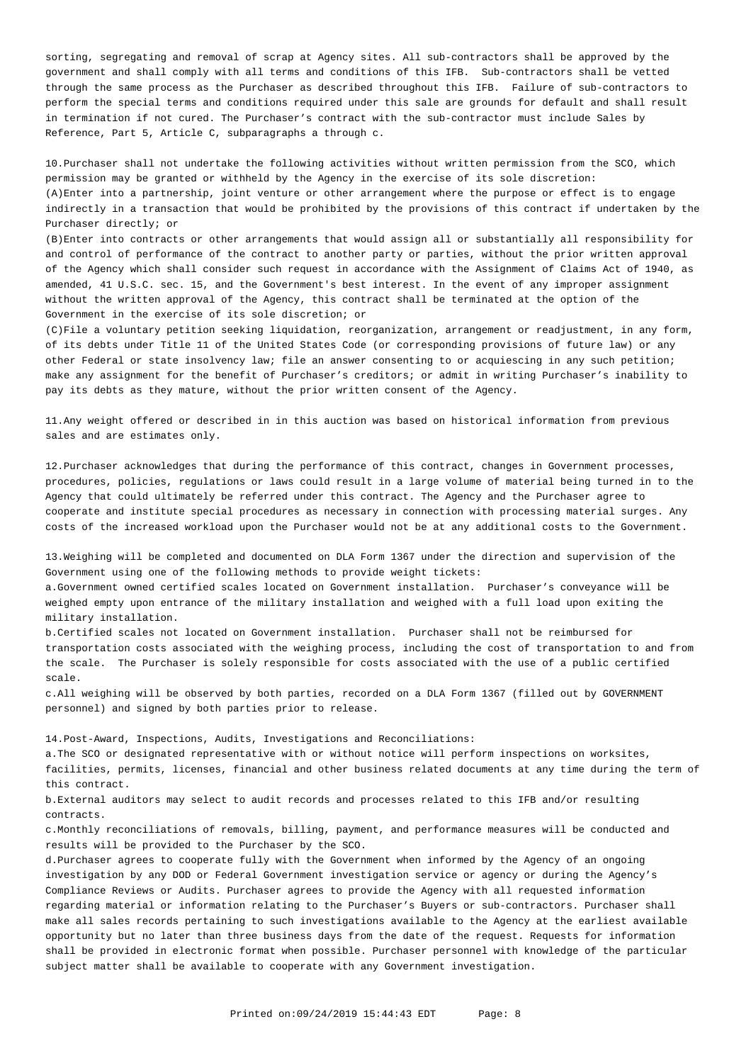sorting, segregating and removal of scrap at Agency sites. All sub-contractors shall be approved by the government and shall comply with all terms and conditions of this IFB. Sub-contractors shall be vetted through the same process as the Purchaser as described throughout this IFB. Failure of sub-contractors to perform the special terms and conditions required under this sale are grounds for default and shall result in termination if not cured. The Purchaser's contract with the sub-contractor must include Sales by Reference, Part 5, Article C, subparagraphs a through c.

10.Purchaser shall not undertake the following activities without written permission from the SCO, which permission may be granted or withheld by the Agency in the exercise of its sole discretion:
(A)Enter into a partnership, joint venture or other arrangement where the purpose or effect is to engage indirectly in a transaction that would be prohibited by the provisions of this contract if undertaken by the Purchaser directly; or
(B)Enter into contracts or other arrangements that would assign all or substantially all responsibility for and control of performance of the contract to another party or parties, without the prior written approval of the Agency which shall consider such request in accordance with the Assignment of Claims Act of 1940, as amended, 41 U.S.C. sec. 15, and the Government's best interest. In the event of any improper assignment without the written approval of the Agency, this contract shall be terminated at the option of the Government in the exercise of its sole discretion; or
(C)File a voluntary petition seeking liquidation, reorganization, arrangement or readjustment, in any form, of its debts under Title 11 of the United States Code (or corresponding provisions of future law) or any other Federal or state insolvency law; file an answer consenting to or acquiescing in any such petition; make any assignment for the benefit of Purchaser's creditors; or admit in writing Purchaser's inability to pay its debts as they mature, without the prior written consent of the Agency.

11.Any weight offered or described in in this auction was based on historical information from previous sales and are estimates only.

12.Purchaser acknowledges that during the performance of this contract, changes in Government processes, procedures, policies, regulations or laws could result in a large volume of material being turned in to the Agency that could ultimately be referred under this contract. The Agency and the Purchaser agree to cooperate and institute special procedures as necessary in connection with processing material surges. Any costs of the increased workload upon the Purchaser would not be at any additional costs to the Government.

13.Weighing will be completed and documented on DLA Form 1367 under the direction and supervision of the Government using one of the following methods to provide weight tickets:
a.Government owned certified scales located on Government installation. Purchaser's conveyance will be weighed empty upon entrance of the military installation and weighed with a full load upon exiting the military installation.
b.Certified scales not located on Government installation. Purchaser shall not be reimbursed for transportation costs associated with the weighing process, including the cost of transportation to and from the scale. The Purchaser is solely responsible for costs associated with the use of a public certified scale.
c.All weighing will be observed by both parties, recorded on a DLA Form 1367 (filled out by GOVERNMENT personnel) and signed by both parties prior to release.

14.Post-Award, Inspections, Audits, Investigations and Reconciliations:
a.The SCO or designated representative with or without notice will perform inspections on worksites, facilities, permits, licenses, financial and other business related documents at any time during the term of this contract.
b.External auditors may select to audit records and processes related to this IFB and/or resulting contracts.
c.Monthly reconciliations of removals, billing, payment, and performance measures will be conducted and results will be provided to the Purchaser by the SCO.
d.Purchaser agrees to cooperate fully with the Government when informed by the Agency of an ongoing investigation by any DOD or Federal Government investigation service or agency or during the Agency's Compliance Reviews or Audits. Purchaser agrees to provide the Agency with all requested information regarding material or information relating to the Purchaser's Buyers or sub-contractors. Purchaser shall make all sales records pertaining to such investigations available to the Agency at the earliest available opportunity but no later than three business days from the date of the request. Requests for information shall be provided in electronic format when possible. Purchaser personnel with knowledge of the particular subject matter shall be available to cooperate with any Government investigation.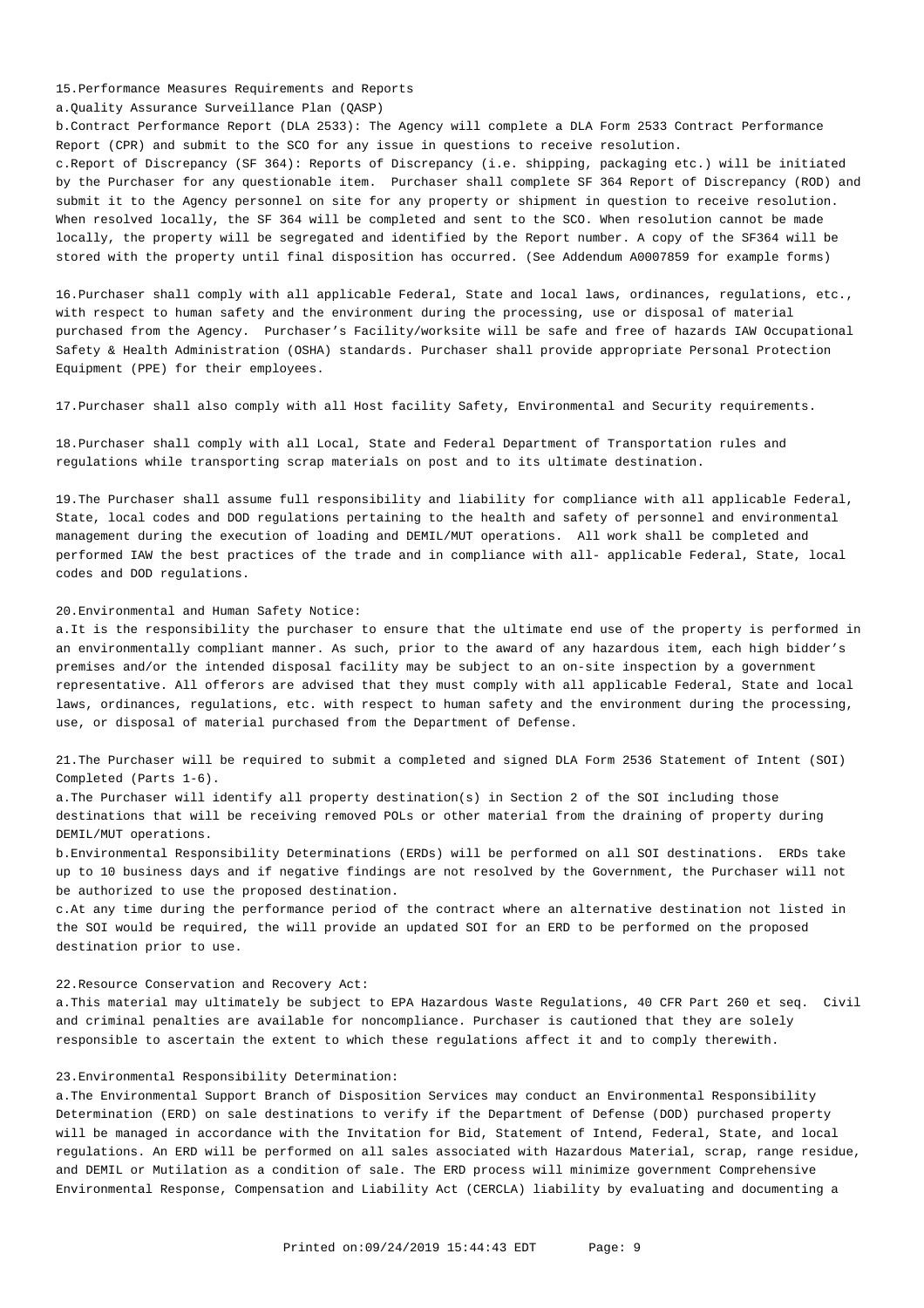15.Performance Measures Requirements and Reports

a.Quality Assurance Surveillance Plan (QASP)

b.Contract Performance Report (DLA 2533): The Agency will complete a DLA Form 2533 Contract Performance Report (CPR) and submit to the SCO for any issue in questions to receive resolution.

c.Report of Discrepancy (SF 364): Reports of Discrepancy (i.e. shipping, packaging etc.) will be initiated by the Purchaser for any questionable item. Purchaser shall complete SF 364 Report of Discrepancy (ROD) and submit it to the Agency personnel on site for any property or shipment in question to receive resolution. When resolved locally, the SF 364 will be completed and sent to the SCO. When resolution cannot be made locally, the property will be segregated and identified by the Report number. A copy of the SF364 will be stored with the property until final disposition has occurred. (See Addendum A0007859 for example forms)

16.Purchaser shall comply with all applicable Federal, State and local laws, ordinances, regulations, etc., with respect to human safety and the environment during the processing, use or disposal of material purchased from the Agency. Purchaser's Facility/worksite will be safe and free of hazards IAW Occupational Safety & Health Administration (OSHA) standards. Purchaser shall provide appropriate Personal Protection Equipment (PPE) for their employees.

17.Purchaser shall also comply with all Host facility Safety, Environmental and Security requirements.

18.Purchaser shall comply with all Local, State and Federal Department of Transportation rules and regulations while transporting scrap materials on post and to its ultimate destination.

19.The Purchaser shall assume full responsibility and liability for compliance with all applicable Federal, State, local codes and DOD regulations pertaining to the health and safety of personnel and environmental management during the execution of loading and DEMIL/MUT operations. All work shall be completed and performed IAW the best practices of the trade and in compliance with all- applicable Federal, State, local codes and DOD regulations.

20.Environmental and Human Safety Notice:

a.It is the responsibility the purchaser to ensure that the ultimate end use of the property is performed in an environmentally compliant manner. As such, prior to the award of any hazardous item, each high bidder's premises and/or the intended disposal facility may be subject to an on-site inspection by a government representative. All offerors are advised that they must comply with all applicable Federal, State and local laws, ordinances, regulations, etc. with respect to human safety and the environment during the processing, use, or disposal of material purchased from the Department of Defense.

21.The Purchaser will be required to submit a completed and signed DLA Form 2536 Statement of Intent (SOI) Completed (Parts 1-6).

a.The Purchaser will identify all property destination(s) in Section 2 of the SOI including those destinations that will be receiving removed POLs or other material from the draining of property during DEMIL/MUT operations.

b.Environmental Responsibility Determinations (ERDs) will be performed on all SOI destinations. ERDs take up to 10 business days and if negative findings are not resolved by the Government, the Purchaser will not be authorized to use the proposed destination.

c.At any time during the performance period of the contract where an alternative destination not listed in the SOI would be required, the will provide an updated SOI for an ERD to be performed on the proposed destination prior to use.

22.Resource Conservation and Recovery Act:

a.This material may ultimately be subject to EPA Hazardous Waste Regulations, 40 CFR Part 260 et seq. Civil and criminal penalties are available for noncompliance. Purchaser is cautioned that they are solely responsible to ascertain the extent to which these regulations affect it and to comply therewith.

23.Environmental Responsibility Determination:

a.The Environmental Support Branch of Disposition Services may conduct an Environmental Responsibility Determination (ERD) on sale destinations to verify if the Department of Defense (DOD) purchased property will be managed in accordance with the Invitation for Bid, Statement of Intend, Federal, State, and local regulations. An ERD will be performed on all sales associated with Hazardous Material, scrap, range residue, and DEMIL or Mutilation as a condition of sale. The ERD process will minimize government Comprehensive Environmental Response, Compensation and Liability Act (CERCLA) liability by evaluating and documenting a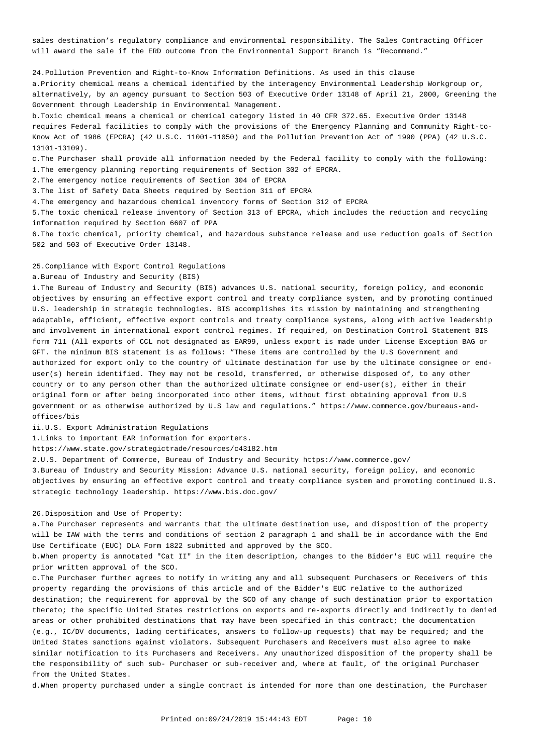sales destination's regulatory compliance and environmental responsibility. The Sales Contracting Officer will award the sale if the ERD outcome from the Environmental Support Branch is "Recommend."

24.Pollution Prevention and Right-to-Know Information Definitions. As used in this clause

a.Priority chemical means a chemical identified by the interagency Environmental Leadership Workgroup or, alternatively, by an agency pursuant to Section 503 of Executive Order 13148 of April 21, 2000, Greening the Government through Leadership in Environmental Management.

b.Toxic chemical means a chemical or chemical category listed in 40 CFR 372.65. Executive Order 13148 requires Federal facilities to comply with the provisions of the Emergency Planning and Community Right-to-Know Act of 1986 (EPCRA) (42 U.S.C. 11001-11050) and the Pollution Prevention Act of 1990 (PPA) (42 U.S.C. 13101-13109).

c.The Purchaser shall provide all information needed by the Federal facility to comply with the following:

1.The emergency planning reporting requirements of Section 302 of EPCRA.

2.The emergency notice requirements of Section 304 of EPCRA

3.The list of Safety Data Sheets required by Section 311 of EPCRA

4.The emergency and hazardous chemical inventory forms of Section 312 of EPCRA

5.The toxic chemical release inventory of Section 313 of EPCRA, which includes the reduction and recycling information required by Section 6607 of PPA

6.The toxic chemical, priority chemical, and hazardous substance release and use reduction goals of Section 502 and 503 of Executive Order 13148.

25.Compliance with Export Control Regulations

a.Bureau of Industry and Security (BIS)

i.The Bureau of Industry and Security (BIS) advances U.S. national security, foreign policy, and economic objectives by ensuring an effective export control and treaty compliance system, and by promoting continued U.S. leadership in strategic technologies. BIS accomplishes its mission by maintaining and strengthening adaptable, efficient, effective export controls and treaty compliance systems, along with active leadership and involvement in international export control regimes. If required, on Destination Control Statement BIS form 711 (All exports of CCL not designated as EAR99, unless export is made under License Exception BAG or GFT. the minimum BIS statement is as follows: "These items are controlled by the U.S Government and authorized for export only to the country of ultimate destination for use by the ultimate consignee or end-user(s) herein identified. They may not be resold, transferred, or otherwise disposed of, to any other country or to any person other than the authorized ultimate consignee or end-user(s), either in their original form or after being incorporated into other items, without first obtaining approval from U.S government or as otherwise authorized by U.S law and regulations." https://www.commerce.gov/bureaus-and-offices/bis

ii.U.S. Export Administration Regulations

1.Links to important EAR information for exporters.
https://www.state.gov/strategictrade/resources/c43182.htm

2.U.S. Department of Commerce, Bureau of Industry and Security https://www.commerce.gov/

3.Bureau of Industry and Security Mission: Advance U.S. national security, foreign policy, and economic objectives by ensuring an effective export control and treaty compliance system and promoting continued U.S. strategic technology leadership. https://www.bis.doc.gov/

26.Disposition and Use of Property:

a.The Purchaser represents and warrants that the ultimate destination use, and disposition of the property will be IAW with the terms and conditions of section 2 paragraph 1 and shall be in accordance with the End Use Certificate (EUC) DLA Form 1822 submitted and approved by the SCO.

b.When property is annotated "Cat II" in the item description, changes to the Bidder's EUC will require the prior written approval of the SCO.

c.The Purchaser further agrees to notify in writing any and all subsequent Purchasers or Receivers of this property regarding the provisions of this article and of the Bidder's EUC relative to the authorized destination; the requirement for approval by the SCO of any change of such destination prior to exportation thereto; the specific United States restrictions on exports and re-exports directly and indirectly to denied areas or other prohibited destinations that may have been specified in this contract; the documentation (e.g., IC/DV documents, lading certificates, answers to follow-up requests) that may be required; and the United States sanctions against violators. Subsequent Purchasers and Receivers must also agree to make similar notification to its Purchasers and Receivers. Any unauthorized disposition of the property shall be the responsibility of such sub- Purchaser or sub-receiver and, where at fault, of the original Purchaser from the United States.

d.When property purchased under a single contract is intended for more than one destination, the Purchaser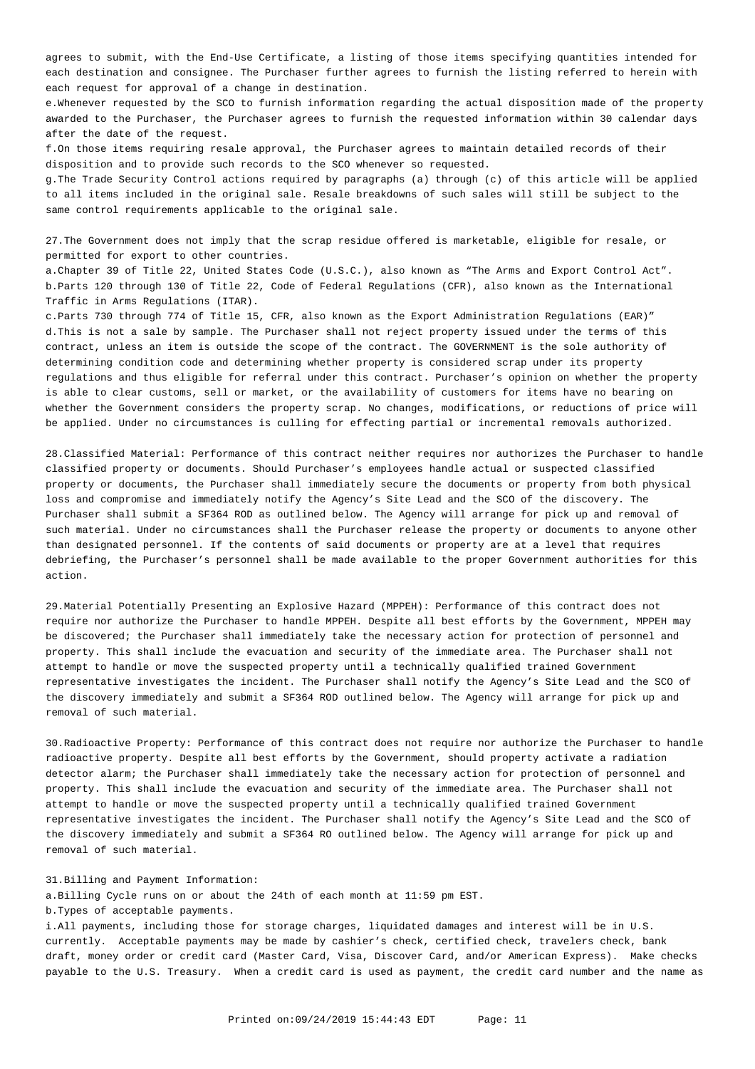agrees to submit, with the End-Use Certificate, a listing of those items specifying quantities intended for each destination and consignee. The Purchaser further agrees to furnish the listing referred to herein with each request for approval of a change in destination.

e.Whenever requested by the SCO to furnish information regarding the actual disposition made of the property awarded to the Purchaser, the Purchaser agrees to furnish the requested information within 30 calendar days after the date of the request.

f.On those items requiring resale approval, the Purchaser agrees to maintain detailed records of their disposition and to provide such records to the SCO whenever so requested.

g.The Trade Security Control actions required by paragraphs (a) through (c) of this article will be applied to all items included in the original sale. Resale breakdowns of such sales will still be subject to the same control requirements applicable to the original sale.

27.The Government does not imply that the scrap residue offered is marketable, eligible for resale, or permitted for export to other countries.

a.Chapter 39 of Title 22, United States Code (U.S.C.), also known as "The Arms and Export Control Act".

b.Parts 120 through 130 of Title 22, Code of Federal Regulations (CFR), also known as the International Traffic in Arms Regulations (ITAR).

c.Parts 730 through 774 of Title 15, CFR, also known as the Export Administration Regulations (EAR)"

d.This is not a sale by sample. The Purchaser shall not reject property issued under the terms of this contract, unless an item is outside the scope of the contract. The GOVERNMENT is the sole authority of determining condition code and determining whether property is considered scrap under its property regulations and thus eligible for referral under this contract. Purchaser's opinion on whether the property is able to clear customs, sell or market, or the availability of customers for items have no bearing on whether the Government considers the property scrap. No changes, modifications, or reductions of price will be applied. Under no circumstances is culling for effecting partial or incremental removals authorized.

28.Classified Material: Performance of this contract neither requires nor authorizes the Purchaser to handle classified property or documents. Should Purchaser's employees handle actual or suspected classified property or documents, the Purchaser shall immediately secure the documents or property from both physical loss and compromise and immediately notify the Agency's Site Lead and the SCO of the discovery. The Purchaser shall submit a SF364 ROD as outlined below. The Agency will arrange for pick up and removal of such material. Under no circumstances shall the Purchaser release the property or documents to anyone other than designated personnel. If the contents of said documents or property are at a level that requires debriefing, the Purchaser's personnel shall be made available to the proper Government authorities for this action.

29.Material Potentially Presenting an Explosive Hazard (MPPEH): Performance of this contract does not require nor authorize the Purchaser to handle MPPEH. Despite all best efforts by the Government, MPPEH may be discovered; the Purchaser shall immediately take the necessary action for protection of personnel and property. This shall include the evacuation and security of the immediate area. The Purchaser shall not attempt to handle or move the suspected property until a technically qualified trained Government representative investigates the incident. The Purchaser shall notify the Agency's Site Lead and the SCO of the discovery immediately and submit a SF364 ROD outlined below. The Agency will arrange for pick up and removal of such material.

30.Radioactive Property: Performance of this contract does not require nor authorize the Purchaser to handle radioactive property. Despite all best efforts by the Government, should property activate a radiation detector alarm; the Purchaser shall immediately take the necessary action for protection of personnel and property. This shall include the evacuation and security of the immediate area. The Purchaser shall not attempt to handle or move the suspected property until a technically qualified trained Government representative investigates the incident. The Purchaser shall notify the Agency's Site Lead and the SCO of the discovery immediately and submit a SF364 RO outlined below. The Agency will arrange for pick up and removal of such material.

31.Billing and Payment Information:

a.Billing Cycle runs on or about the 24th of each month at 11:59 pm EST.

b.Types of acceptable payments.

i.All payments, including those for storage charges, liquidated damages and interest will be in U.S. currently. Acceptable payments may be made by cashier's check, certified check, travelers check, bank draft, money order or credit card (Master Card, Visa, Discover Card, and/or American Express). Make checks payable to the U.S. Treasury. When a credit card is used as payment, the credit card number and the name as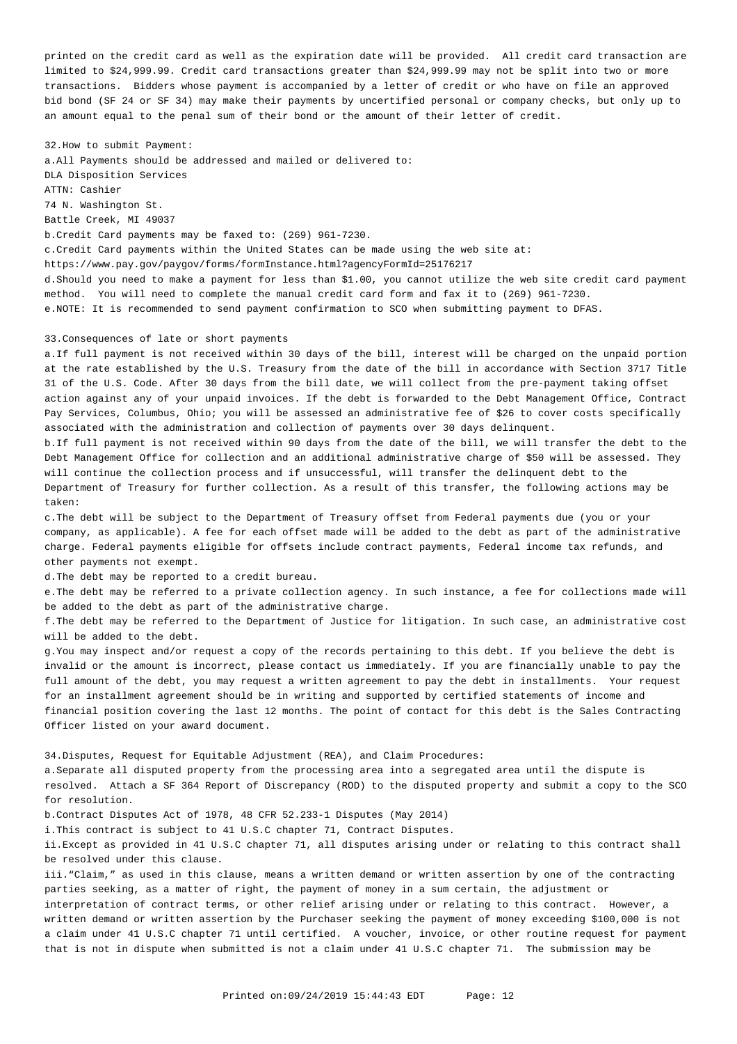printed on the credit card as well as the expiration date will be provided. All credit card transaction are limited to $24,999.99. Credit card transactions greater than $24,999.99 may not be split into two or more transactions. Bidders whose payment is accompanied by a letter of credit or who have on file an approved bid bond (SF 24 or SF 34) may make their payments by uncertified personal or company checks, but only up to an amount equal to the penal sum of their bond or the amount of their letter of credit.

32.How to submit Payment:

a.All Payments should be addressed and mailed or delivered to:
DLA Disposition Services
ATTN: Cashier
74 N. Washington St.
Battle Creek, MI 49037

b.Credit Card payments may be faxed to: (269) 961-7230.

c.Credit Card payments within the United States can be made using the web site at:
https://www.pay.gov/paygov/forms/formInstance.html?agencyFormId=25176217

d.Should you need to make a payment for less than $1.00, you cannot utilize the web site credit card payment method. You will need to complete the manual credit card form and fax it to (269) 961-7230.

e.NOTE: It is recommended to send payment confirmation to SCO when submitting payment to DFAS.

33.Consequences of late or short payments

a.If full payment is not received within 30 days of the bill, interest will be charged on the unpaid portion at the rate established by the U.S. Treasury from the date of the bill in accordance with Section 3717 Title 31 of the U.S. Code. After 30 days from the bill date, we will collect from the pre-payment taking offset action against any of your unpaid invoices. If the debt is forwarded to the Debt Management Office, Contract Pay Services, Columbus, Ohio; you will be assessed an administrative fee of $26 to cover costs specifically associated with the administration and collection of payments over 30 days delinquent.

b.If full payment is not received within 90 days from the date of the bill, we will transfer the debt to the Debt Management Office for collection and an additional administrative charge of $50 will be assessed. They will continue the collection process and if unsuccessful, will transfer the delinquent debt to the Department of Treasury for further collection. As a result of this transfer, the following actions may be taken:

c.The debt will be subject to the Department of Treasury offset from Federal payments due (you or your company, as applicable). A fee for each offset made will be added to the debt as part of the administrative charge. Federal payments eligible for offsets include contract payments, Federal income tax refunds, and other payments not exempt.

d.The debt may be reported to a credit bureau.

e.The debt may be referred to a private collection agency. In such instance, a fee for collections made will be added to the debt as part of the administrative charge.

f.The debt may be referred to the Department of Justice for litigation. In such case, an administrative cost will be added to the debt.

g.You may inspect and/or request a copy of the records pertaining to this debt. If you believe the debt is invalid or the amount is incorrect, please contact us immediately. If you are financially unable to pay the full amount of the debt, you may request a written agreement to pay the debt in installments. Your request for an installment agreement should be in writing and supported by certified statements of income and financial position covering the last 12 months. The point of contact for this debt is the Sales Contracting Officer listed on your award document.

34.Disputes, Request for Equitable Adjustment (REA), and Claim Procedures:

a.Separate all disputed property from the processing area into a segregated area until the dispute is resolved. Attach a SF 364 Report of Discrepancy (ROD) to the disputed property and submit a copy to the SCO for resolution.

b.Contract Disputes Act of 1978, 48 CFR 52.233-1 Disputes (May 2014)

i.This contract is subject to 41 U.S.C chapter 71, Contract Disputes.

ii.Except as provided in 41 U.S.C chapter 71, all disputes arising under or relating to this contract shall be resolved under this clause.

iii."Claim," as used in this clause, means a written demand or written assertion by one of the contracting parties seeking, as a matter of right, the payment of money in a sum certain, the adjustment or interpretation of contract terms, or other relief arising under or relating to this contract. However, a written demand or written assertion by the Purchaser seeking the payment of money exceeding $100,000 is not a claim under 41 U.S.C chapter 71 until certified. A voucher, invoice, or other routine request for payment that is not in dispute when submitted is not a claim under 41 U.S.C chapter 71. The submission may be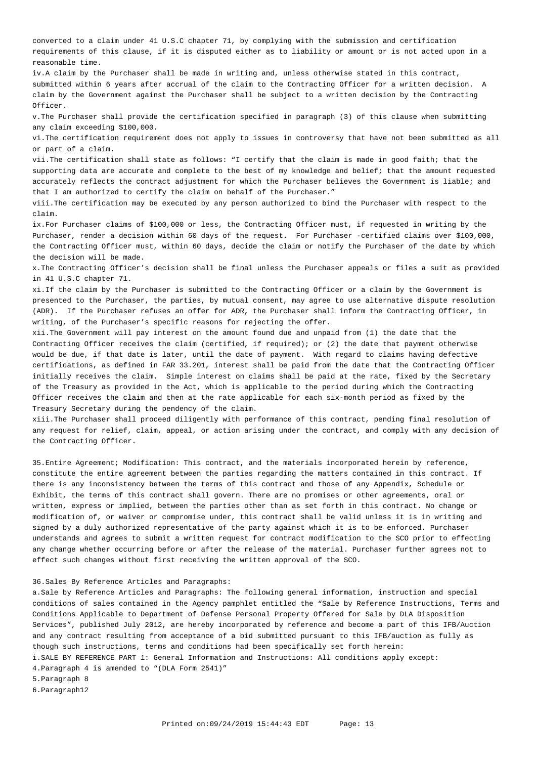converted to a claim under 41 U.S.C chapter 71, by complying with the submission and certification requirements of this clause, if it is disputed either as to liability or amount or is not acted upon in a reasonable time.

iv.A claim by the Purchaser shall be made in writing and, unless otherwise stated in this contract, submitted within 6 years after accrual of the claim to the Contracting Officer for a written decision. A claim by the Government against the Purchaser shall be subject to a written decision by the Contracting Officer.

v.The Purchaser shall provide the certification specified in paragraph (3) of this clause when submitting any claim exceeding $100,000.

vi.The certification requirement does not apply to issues in controversy that have not been submitted as all or part of a claim.

vii.The certification shall state as follows: “I certify that the claim is made in good faith; that the supporting data are accurate and complete to the best of my knowledge and belief; that the amount requested accurately reflects the contract adjustment for which the Purchaser believes the Government is liable; and that I am authorized to certify the claim on behalf of the Purchaser.”

viii.The certification may be executed by any person authorized to bind the Purchaser with respect to the claim.

ix.For Purchaser claims of $100,000 or less, the Contracting Officer must, if requested in writing by the Purchaser, render a decision within 60 days of the request. For Purchaser -certified claims over $100,000, the Contracting Officer must, within 60 days, decide the claim or notify the Purchaser of the date by which the decision will be made.

x.The Contracting Officer’s decision shall be final unless the Purchaser appeals or files a suit as provided in 41 U.S.C chapter 71.

xi.If the claim by the Purchaser is submitted to the Contracting Officer or a claim by the Government is presented to the Purchaser, the parties, by mutual consent, may agree to use alternative dispute resolution (ADR). If the Purchaser refuses an offer for ADR, the Purchaser shall inform the Contracting Officer, in writing, of the Purchaser’s specific reasons for rejecting the offer.

xii.The Government will pay interest on the amount found due and unpaid from (1) the date that the Contracting Officer receives the claim (certified, if required); or (2) the date that payment otherwise would be due, if that date is later, until the date of payment. With regard to claims having defective certifications, as defined in FAR 33.201, interest shall be paid from the date that the Contracting Officer initially receives the claim. Simple interest on claims shall be paid at the rate, fixed by the Secretary of the Treasury as provided in the Act, which is applicable to the period during which the Contracting Officer receives the claim and then at the rate applicable for each six-month period as fixed by the Treasury Secretary during the pendency of the claim.

xiii.The Purchaser shall proceed diligently with performance of this contract, pending final resolution of any request for relief, claim, appeal, or action arising under the contract, and comply with any decision of the Contracting Officer.

35.Entire Agreement; Modification: This contract, and the materials incorporated herein by reference, constitute the entire agreement between the parties regarding the matters contained in this contract. If there is any inconsistency between the terms of this contract and those of any Appendix, Schedule or Exhibit, the terms of this contract shall govern. There are no promises or other agreements, oral or written, express or implied, between the parties other than as set forth in this contract. No change or modification of, or waiver or compromise under, this contract shall be valid unless it is in writing and signed by a duly authorized representative of the party against which it is to be enforced. Purchaser understands and agrees to submit a written request for contract modification to the SCO prior to effecting any change whether occurring before or after the release of the material. Purchaser further agrees not to effect such changes without first receiving the written approval of the SCO.

36.Sales By Reference Articles and Paragraphs:

a.Sale by Reference Articles and Paragraphs: The following general information, instruction and special conditions of sales contained in the Agency pamphlet entitled the “Sale by Reference Instructions, Terms and Conditions Applicable to Department of Defense Personal Property Offered for Sale by DLA Disposition Services”, published July 2012, are hereby incorporated by reference and become a part of this IFB/Auction and any contract resulting from acceptance of a bid submitted pursuant to this IFB/auction as fully as though such instructions, terms and conditions had been specifically set forth herein:

i.SALE BY REFERENCE PART 1: General Information and Instructions: All conditions apply except:

4.Paragraph 4 is amended to “(DLA Form 2541)”

5.Paragraph 8

6.Paragraph12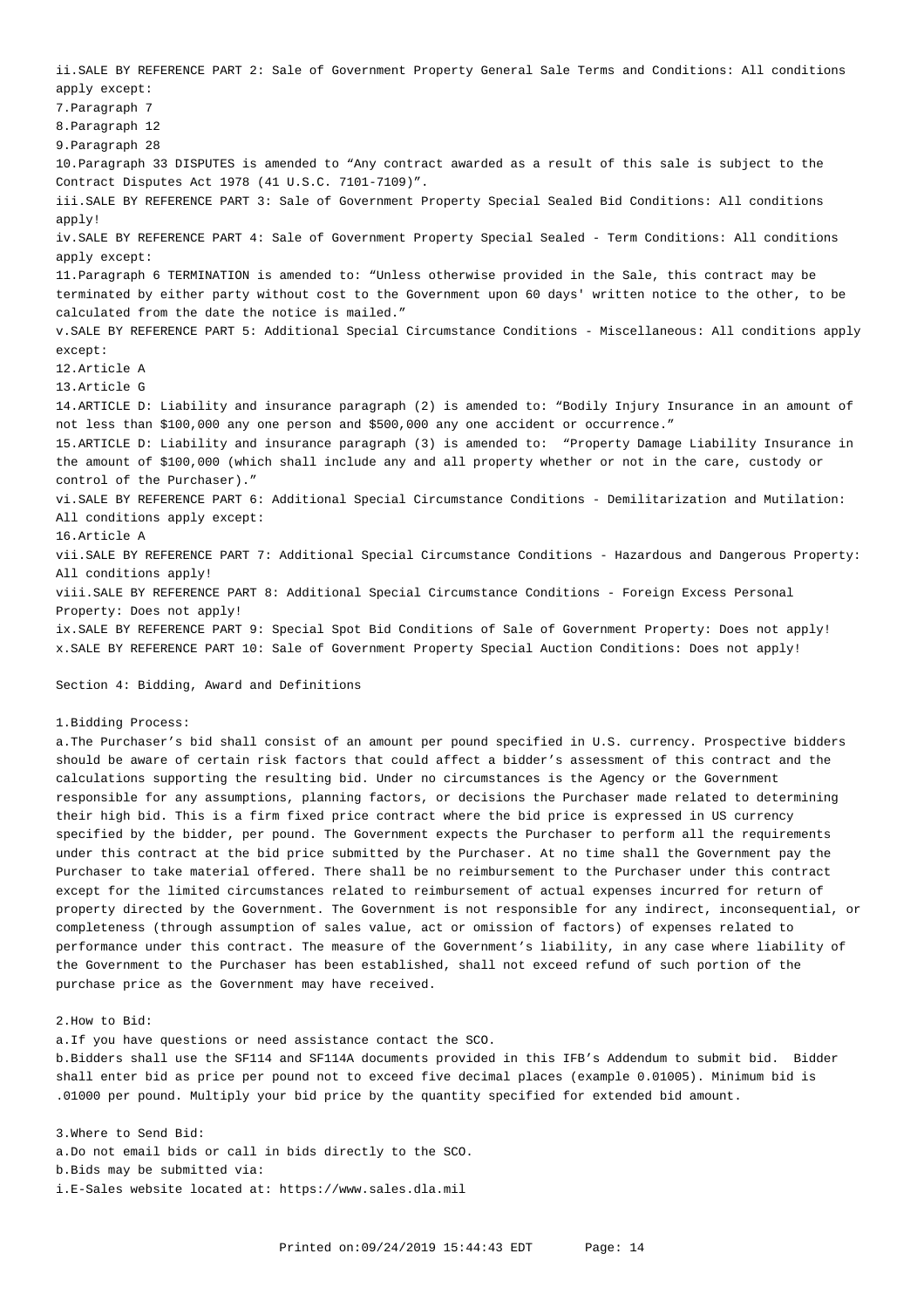ii.SALE BY REFERENCE PART 2: Sale of Government Property General Sale Terms and Conditions: All conditions apply except:

7.Paragraph 7

8.Paragraph 12

9.Paragraph 28

10.Paragraph 33 DISPUTES is amended to "Any contract awarded as a result of this sale is subject to the Contract Disputes Act 1978 (41 U.S.C. 7101-7109)".

iii.SALE BY REFERENCE PART 3: Sale of Government Property Special Sealed Bid Conditions: All conditions apply!

iv.SALE BY REFERENCE PART 4: Sale of Government Property Special Sealed - Term Conditions: All conditions apply except:

11.Paragraph 6 TERMINATION is amended to: "Unless otherwise provided in the Sale, this contract may be terminated by either party without cost to the Government upon 60 days' written notice to the other, to be calculated from the date the notice is mailed."

v.SALE BY REFERENCE PART 5: Additional Special Circumstance Conditions - Miscellaneous: All conditions apply except:

12.Article A

13.Article G

14.ARTICLE D: Liability and insurance paragraph (2) is amended to: "Bodily Injury Insurance in an amount of not less than $100,000 any one person and $500,000 any one accident or occurrence."

15.ARTICLE D: Liability and insurance paragraph (3) is amended to: "Property Damage Liability Insurance in the amount of $100,000 (which shall include any and all property whether or not in the care, custody or control of the Purchaser)."

vi.SALE BY REFERENCE PART 6: Additional Special Circumstance Conditions - Demilitarization and Mutilation: All conditions apply except:

16.Article A

vii.SALE BY REFERENCE PART 7: Additional Special Circumstance Conditions - Hazardous and Dangerous Property: All conditions apply!

viii.SALE BY REFERENCE PART 8: Additional Special Circumstance Conditions - Foreign Excess Personal Property: Does not apply!

ix.SALE BY REFERENCE PART 9: Special Spot Bid Conditions of Sale of Government Property: Does not apply!

x.SALE BY REFERENCE PART 10: Sale of Government Property Special Auction Conditions: Does not apply!

## Section 4: Bidding, Award and Definitions

1.Bidding Process:

a.The Purchaser's bid shall consist of an amount per pound specified in U.S. currency. Prospective bidders should be aware of certain risk factors that could affect a bidder's assessment of this contract and the calculations supporting the resulting bid. Under no circumstances is the Agency or the Government responsible for any assumptions, planning factors, or decisions the Purchaser made related to determining their high bid. This is a firm fixed price contract where the bid price is expressed in US currency specified by the bidder, per pound. The Government expects the Purchaser to perform all the requirements under this contract at the bid price submitted by the Purchaser. At no time shall the Government pay the Purchaser to take material offered. There shall be no reimbursement to the Purchaser under this contract except for the limited circumstances related to reimbursement of actual expenses incurred for return of property directed by the Government. The Government is not responsible for any indirect, inconsequential, or completeness (through assumption of sales value, act or omission of factors) of expenses related to performance under this contract. The measure of the Government's liability, in any case where liability of the Government to the Purchaser has been established, shall not exceed refund of such portion of the purchase price as the Government may have received.

2.How to Bid:

a.If you have questions or need assistance contact the SCO.

b.Bidders shall use the SF114 and SF114A documents provided in this IFB's Addendum to submit bid. Bidder shall enter bid as price per pound not to exceed five decimal places (example 0.01005). Minimum bid is .01000 per pound. Multiply your bid price by the quantity specified for extended bid amount.

3.Where to Send Bid:

a.Do not email bids or call in bids directly to the SCO.

b.Bids may be submitted via:

i.E-Sales website located at: https://www.sales.dla.mil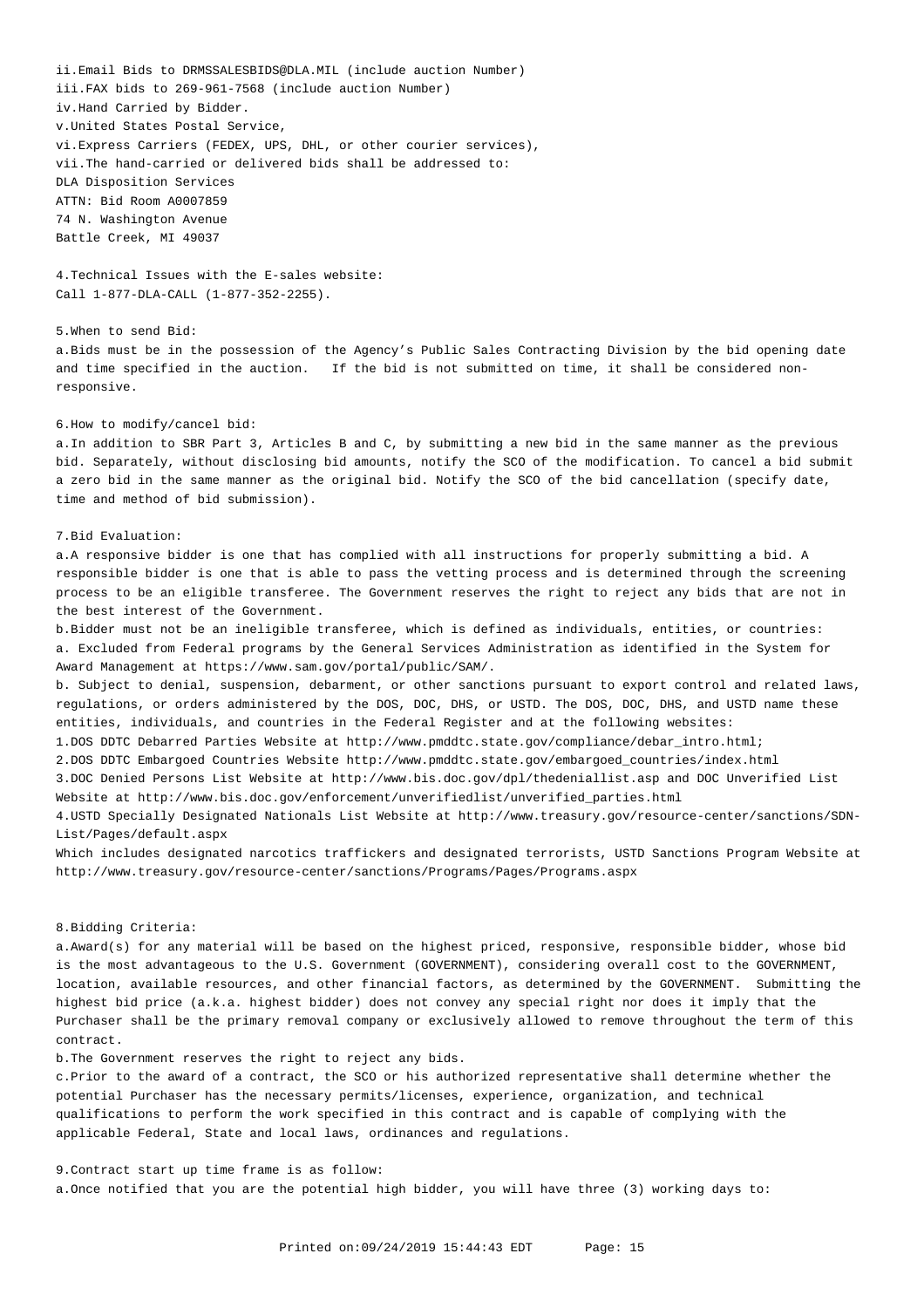ii.Email Bids to DRMSSALESBIDS@DLA.MIL (include auction Number)
iii.FAX bids to 269-961-7568 (include auction Number)
iv.Hand Carried by Bidder.
v.United States Postal Service,
vi.Express Carriers (FEDEX, UPS, DHL, or other courier services),
vii.The hand-carried or delivered bids shall be addressed to:
DLA Disposition Services
ATTN: Bid Room A0007859
74 N. Washington Avenue
Battle Creek, MI 49037

4.Technical Issues with the E-sales website:
Call 1-877-DLA-CALL (1-877-352-2255).

5.When to send Bid:
a.Bids must be in the possession of the Agency's Public Sales Contracting Division by the bid opening date and time specified in the auction. If the bid is not submitted on time, it shall be considered non-responsive.

6.How to modify/cancel bid:
a.In addition to SBR Part 3, Articles B and C, by submitting a new bid in the same manner as the previous bid. Separately, without disclosing bid amounts, notify the SCO of the modification. To cancel a bid submit a zero bid in the same manner as the original bid. Notify the SCO of the bid cancellation (specify date, time and method of bid submission).

7.Bid Evaluation:
a.A responsive bidder is one that has complied with all instructions for properly submitting a bid. A responsible bidder is one that is able to pass the vetting process and is determined through the screening process to be an eligible transferee. The Government reserves the right to reject any bids that are not in the best interest of the Government.
b.Bidder must not be an ineligible transferee, which is defined as individuals, entities, or countries:
a. Excluded from Federal programs by the General Services Administration as identified in the System for Award Management at https://www.sam.gov/portal/public/SAM/.
b. Subject to denial, suspension, debarment, or other sanctions pursuant to export control and related laws, regulations, or orders administered by the DOS, DOC, DHS, or USTD. The DOS, DOC, DHS, and USTD name these entities, individuals, and countries in the Federal Register and at the following websites:
1.DOS DDTC Debarred Parties Website at http://www.pmddtc.state.gov/compliance/debar_intro.html;
2.DOS DDTC Embargoed Countries Website http://www.pmddtc.state.gov/embargoed_countries/index.html
3.DOC Denied Persons List Website at http://www.bis.doc.gov/dpl/thedeniallist.asp and DOC Unverified List Website at http://www.bis.doc.gov/enforcement/unverifiedlist/unverified_parties.html
4.USTD Specially Designated Nationals List Website at http://www.treasury.gov/resource-center/sanctions/SDN-List/Pages/default.aspx
Which includes designated narcotics traffickers and designated terrorists, USTD Sanctions Program Website at http://www.treasury.gov/resource-center/sanctions/Programs/Pages/Programs.aspx

8.Bidding Criteria:
a.Award(s) for any material will be based on the highest priced, responsive, responsible bidder, whose bid is the most advantageous to the U.S. Government (GOVERNMENT), considering overall cost to the GOVERNMENT, location, available resources, and other financial factors, as determined by the GOVERNMENT. Submitting the highest bid price (a.k.a. highest bidder) does not convey any special right nor does it imply that the Purchaser shall be the primary removal company or exclusively allowed to remove throughout the term of this contract.
b.The Government reserves the right to reject any bids.
c.Prior to the award of a contract, the SCO or his authorized representative shall determine whether the potential Purchaser has the necessary permits/licenses, experience, organization, and technical qualifications to perform the work specified in this contract and is capable of complying with the applicable Federal, State and local laws, ordinances and regulations.

9.Contract start up time frame is as follow:
a.Once notified that you are the potential high bidder, you will have three (3) working days to: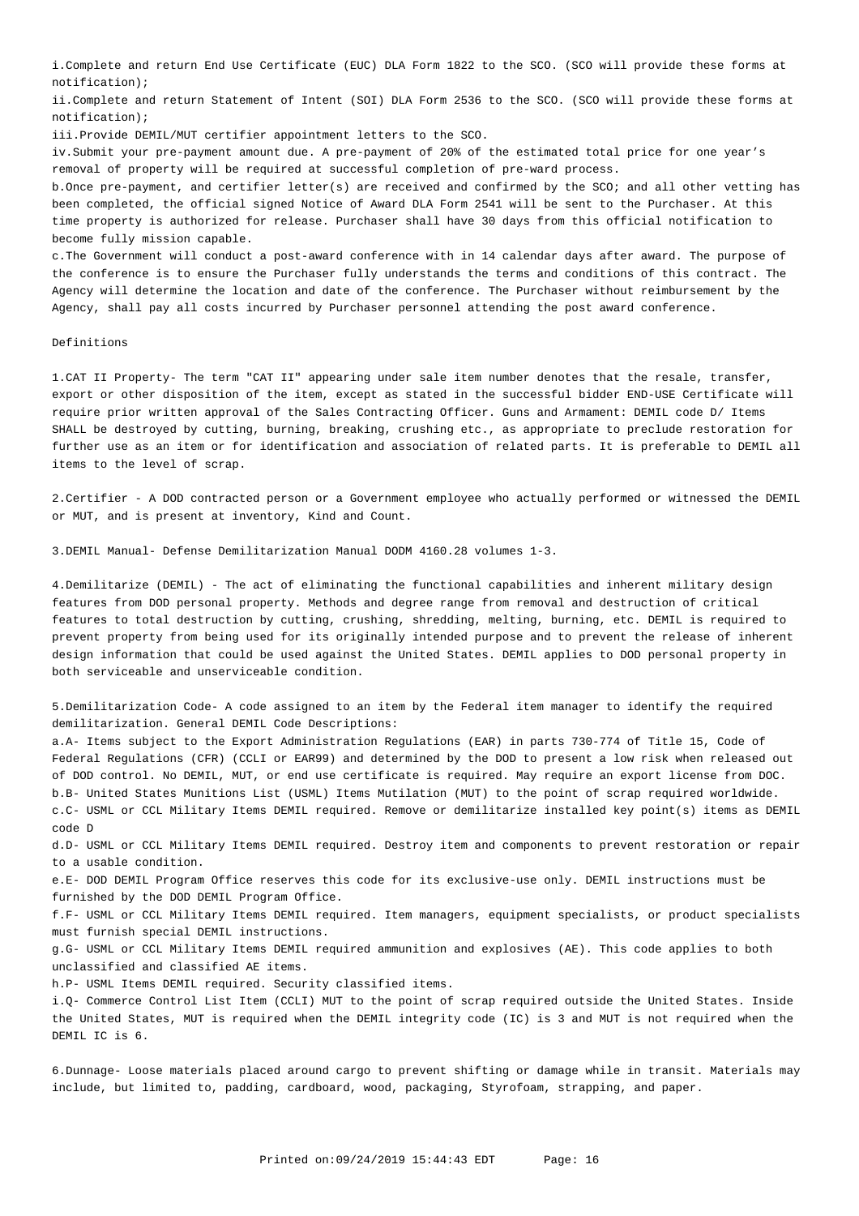i.Complete and return End Use Certificate (EUC) DLA Form 1822 to the SCO. (SCO will provide these forms at notification);

ii.Complete and return Statement of Intent (SOI) DLA Form 2536 to the SCO. (SCO will provide these forms at notification);

iii.Provide DEMIL/MUT certifier appointment letters to the SCO.

iv.Submit your pre-payment amount due. A pre-payment of 20% of the estimated total price for one year's removal of property will be required at successful completion of pre-ward process.

b.Once pre-payment, and certifier letter(s) are received and confirmed by the SCO; and all other vetting has been completed, the official signed Notice of Award DLA Form 2541 will be sent to the Purchaser. At this time property is authorized for release. Purchaser shall have 30 days from this official notification to become fully mission capable.

c.The Government will conduct a post-award conference with in 14 calendar days after award. The purpose of the conference is to ensure the Purchaser fully understands the terms and conditions of this contract. The Agency will determine the location and date of the conference. The Purchaser without reimbursement by the Agency, shall pay all costs incurred by Purchaser personnel attending the post award conference.

Definitions

1.CAT II Property- The term "CAT II" appearing under sale item number denotes that the resale, transfer, export or other disposition of the item, except as stated in the successful bidder END-USE Certificate will require prior written approval of the Sales Contracting Officer. Guns and Armament: DEMIL code D/ Items SHALL be destroyed by cutting, burning, breaking, crushing etc., as appropriate to preclude restoration for further use as an item or for identification and association of related parts. It is preferable to DEMIL all items to the level of scrap.

2.Certifier - A DOD contracted person or a Government employee who actually performed or witnessed the DEMIL or MUT, and is present at inventory, Kind and Count.

3.DEMIL Manual- Defense Demilitarization Manual DODM 4160.28 volumes 1-3.

4.Demilitarize (DEMIL) - The act of eliminating the functional capabilities and inherent military design features from DOD personal property. Methods and degree range from removal and destruction of critical features to total destruction by cutting, crushing, shredding, melting, burning, etc. DEMIL is required to prevent property from being used for its originally intended purpose and to prevent the release of inherent design information that could be used against the United States. DEMIL applies to DOD personal property in both serviceable and unserviceable condition.

5.Demilitarization Code- A code assigned to an item by the Federal item manager to identify the required demilitarization. General DEMIL Code Descriptions:

a.A- Items subject to the Export Administration Regulations (EAR) in parts 730-774 of Title 15, Code of Federal Regulations (CFR) (CCLI or EAR99) and determined by the DOD to present a low risk when released out of DOD control. No DEMIL, MUT, or end use certificate is required. May require an export license from DOC.

b.B- United States Munitions List (USML) Items Mutilation (MUT) to the point of scrap required worldwide.

c.C- USML or CCL Military Items DEMIL required. Remove or demilitarize installed key point(s) items as DEMIL code D

d.D- USML or CCL Military Items DEMIL required. Destroy item and components to prevent restoration or repair to a usable condition.

e.E- DOD DEMIL Program Office reserves this code for its exclusive-use only. DEMIL instructions must be furnished by the DOD DEMIL Program Office.

f.F- USML or CCL Military Items DEMIL required. Item managers, equipment specialists, or product specialists must furnish special DEMIL instructions.

g.G- USML or CCL Military Items DEMIL required ammunition and explosives (AE). This code applies to both unclassified and classified AE items.

h.P- USML Items DEMIL required. Security classified items.

i.Q- Commerce Control List Item (CCLI) MUT to the point of scrap required outside the United States. Inside the United States, MUT is required when the DEMIL integrity code (IC) is 3 and MUT is not required when the DEMIL IC is 6.

6.Dunnage- Loose materials placed around cargo to prevent shifting or damage while in transit. Materials may include, but limited to, padding, cardboard, wood, packaging, Styrofoam, strapping, and paper.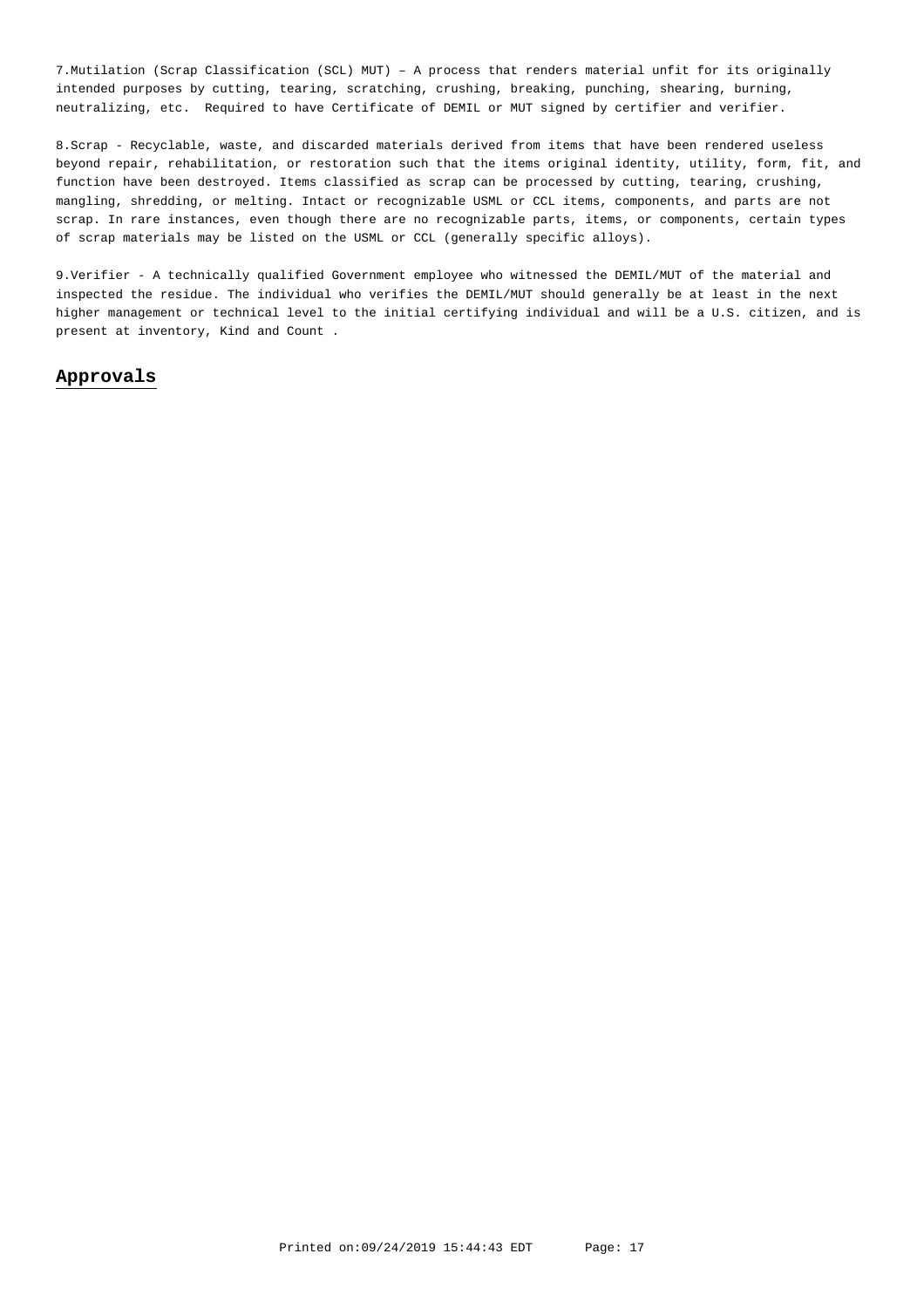7.Mutilation (Scrap Classification (SCL) MUT) – A process that renders material unfit for its originally intended purposes by cutting, tearing, scratching, crushing, breaking, punching, shearing, burning, neutralizing, etc. Required to have Certificate of DEMIL or MUT signed by certifier and verifier.

8.Scrap - Recyclable, waste, and discarded materials derived from items that have been rendered useless beyond repair, rehabilitation, or restoration such that the items original identity, utility, form, fit, and function have been destroyed. Items classified as scrap can be processed by cutting, tearing, crushing, mangling, shredding, or melting. Intact or recognizable USML or CCL items, components, and parts are not scrap. In rare instances, even though there are no recognizable parts, items, or components, certain types of scrap materials may be listed on the USML or CCL (generally specific alloys).

9.Verifier - A technically qualified Government employee who witnessed the DEMIL/MUT of the material and inspected the residue. The individual who verifies the DEMIL/MUT should generally be at least in the next higher management or technical level to the initial certifying individual and will be a U.S. citizen, and is present at inventory, Kind and Count .

## Approvals